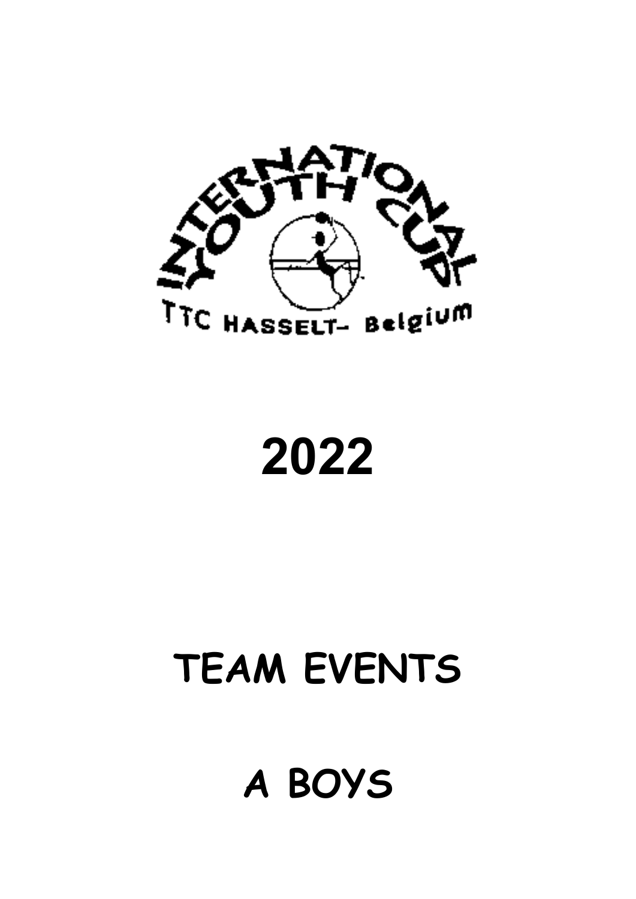INTERNATIONAL YOUTH CUP

TTC HASSELT- Belgium

# 2022

# TEAM EVENTS

# A BOYS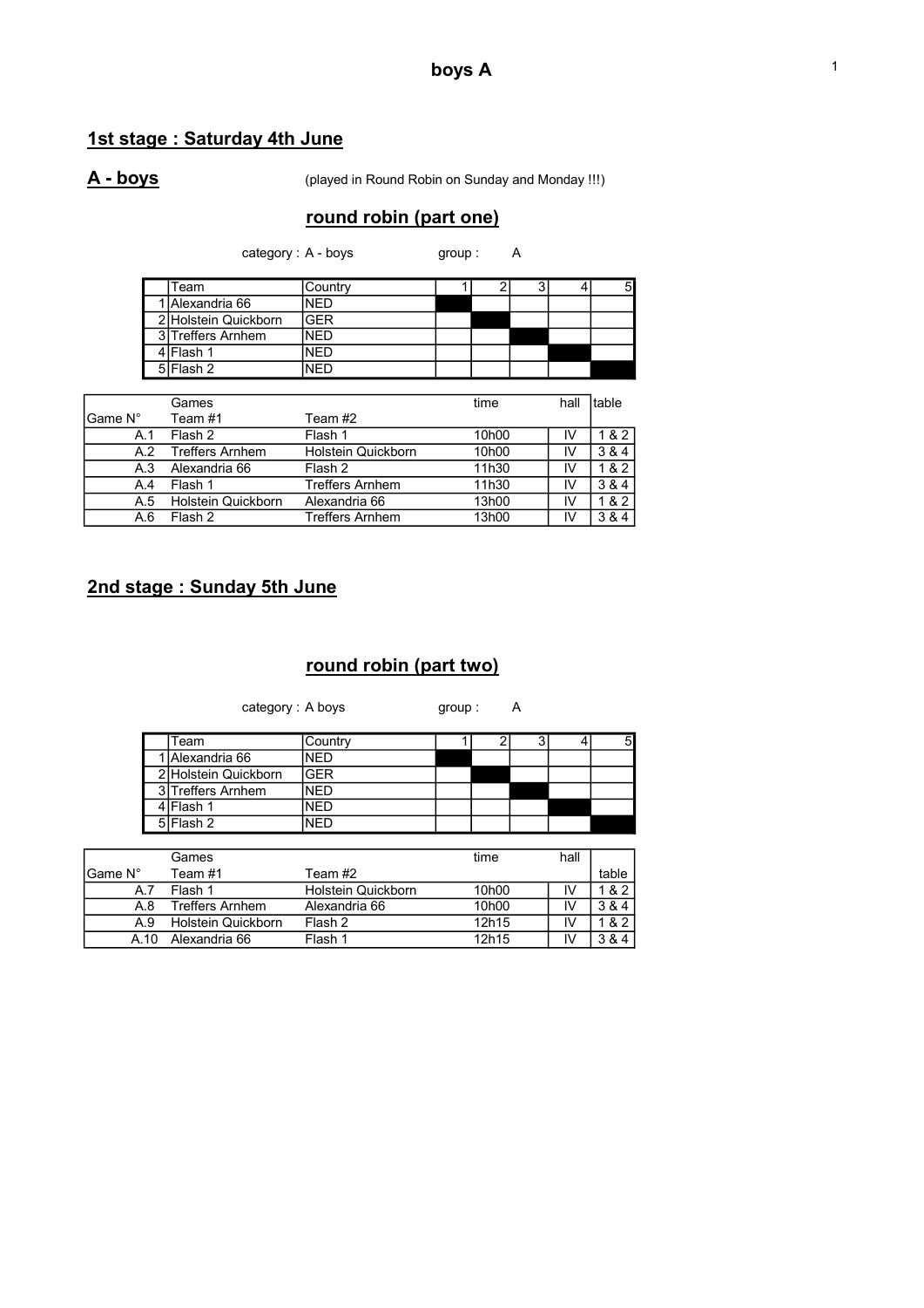# boys A

## 1st stage : Saturday 4th June

## A - boys

(played in Round Robin on Sunday and Monday !!!)

### round robin (part one)

category : A - boys group : A

| | Team | Country | 1 | 2 | 3 | 4 | 5 |
|---|---|---|---|---|---|---|---|
| 1 | Alexandria 66 | NED | ■ | | | | |
| 2 | Holstein Quickborn | GER | | ■ | | | |
| 3 | Treffers Arnhem | NED | | | ■ | | |
| 4 | Flash 1 | NED | | | | ■ | |
| 5 | Flash 2 | NED | | | | | ■ |

| Game N° | Games<br>Team #1 | Team #2 | time | hall | table |
|---|---|---|---|---|---|
| A.1 | Flash 2 | Flash 1 | 10h00 | IV | 1 & 2 |
| A.2 | Treffers Arnhem | Holstein Quickborn | 10h00 | IV | 3 & 4 |
| A.3 | Alexandria 66 | Flash 2 | 11h30 | IV | 1 & 2 |
| A.4 | Flash 1 | Treffers Arnhem | 11h30 | IV | 3 & 4 |
| A.5 | Holstein Quickborn | Alexandria 66 | 13h00 | IV | 1 & 2 |
| A.6 | Flash 2 | Treffers Arnhem | 13h00 | IV | 3 & 4 |

## 2nd stage : Sunday 5th June

### round robin (part two)

category : A boys group : A

| | Team | Country | 1 | 2 | 3 | 4 | 5 |
|---|---|---|---|---|---|---|---|
| 1 | Alexandria 66 | NED | ■ | | | | |
| 2 | Holstein Quickborn | GER | | ■ | | | |
| 3 | Treffers Arnhem | NED | | | ■ | | |
| 4 | Flash 1 | NED | | | | ■ | |
| 5 | Flash 2 | NED | | | | | ■ |

| Game N° | Games<br>Team #1 | Team #2 | time | hall | table |
|---|---|---|---|---|---|
| A.7 | Flash 1 | Holstein Quickborn | 10h00 | IV | 1 & 2 |
| A.8 | Treffers Arnhem | Alexandria 66 | 10h00 | IV | 3 & 4 |
| A.9 | Holstein Quickborn | Flash 2 | 12h15 | IV | 1 & 2 |
| A.10 | Alexandria 66 | Flash 1 | 12h15 | IV | 3 & 4 |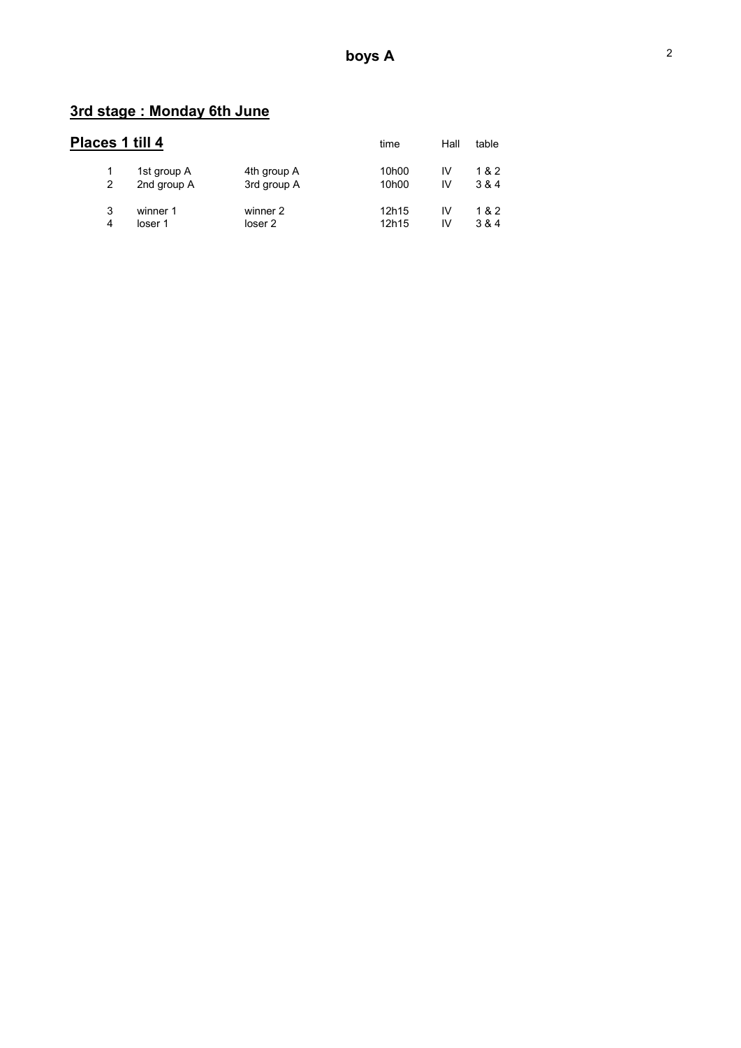# boys A

## 3rd stage : Monday 6th June

### Places 1 till 4

| | | | time | Hall | table |
|---|---|---|---|---|---|
| 1 | 1st group A | 4th group A | 10h00 | IV | 1 & 2 |
| 2 | 2nd group A | 3rd group A | 10h00 | IV | 3 & 4 |
| 3 | winner 1 | winner 2 | 12h15 | IV | 1 & 2 |
| 4 | loser 1 | loser 2 | 12h15 | IV | 3 & 4 |